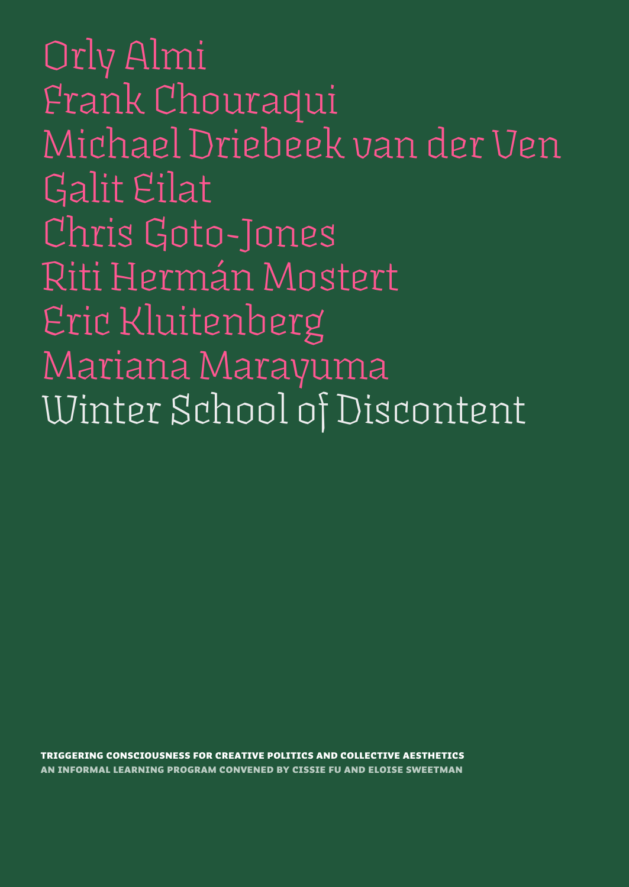Orly Almi
Frank Chouraqui
Michael Driebeek van der Ven
Galit Eilat
Chris Goto-Jones
Riti Hermán Mostert
Eric Kluitenberg
Mariana Marayuma

# Winter School of Discontent

**TRIGGERING CONSCIOUSNESS FOR CREATIVE POLITICS AND COLLECTIVE AESTHETICS**

**AN INFORMAL LEARNING PROGRAM CONVENED BY CISSIE FU AND ELOISE SWEETMAN**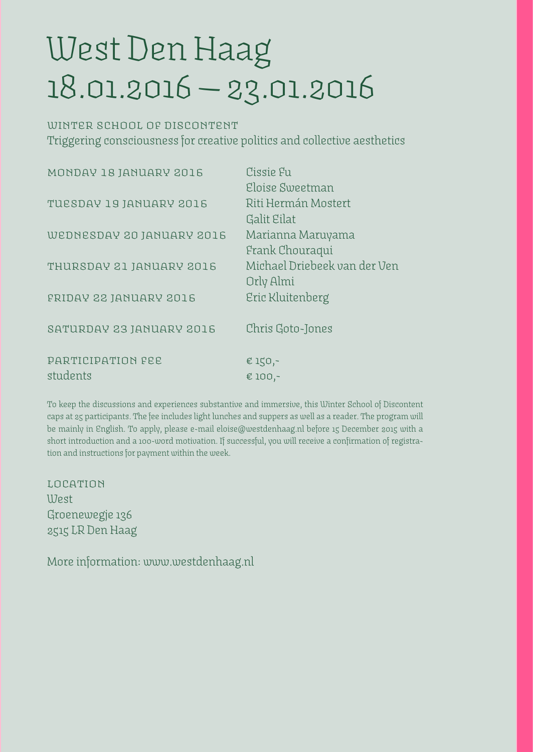# West Den Haag
# 18.01.2016 — 23.01.2016

WINTER SCHOOL OF DISCONTENT
Triggering consciousness for creative politics and collective aesthetics

| | |
|---|---|
| MONDAY 18 JANUARY 2016 | Cissie Fu<br>Eloise Sweetman |
| TUESDAY 19 JANUARY 2016 | Riti Hermán Mostert<br>Galit Eilat |
| WEDNESDAY 20 JANUARY 2016 | Marianna Maruyama<br>Frank Chouraqui |
| THURSDAY 21 JANUARY 2016 | Michael Driebeek van der Ven<br>Orly Almi |
| FRIDAY 22 JANUARY 2016 | Eric Kluitenberg |
| SATURDAY 23 JANUARY 2016 | Chris Goto-Jones |
| PARTICIPATION FEE | € 150,- |
| students | € 100,- |

To keep the discussions and experiences substantive and immersive, this Winter School of Discontent caps at 25 participants. The fee includes light lunches and suppers as well as a reader. The program will be mainly in English. To apply, please e-mail eloise@westdenhaag.nl before 15 December 2015 with a short introduction and a 100-word motivation. If successful, you will receive a confirmation of registration and instructions for payment within the week.

LOCATION
West
Groenewegje 136
2515 LR Den Haag

More information: www.westdenhaag.nl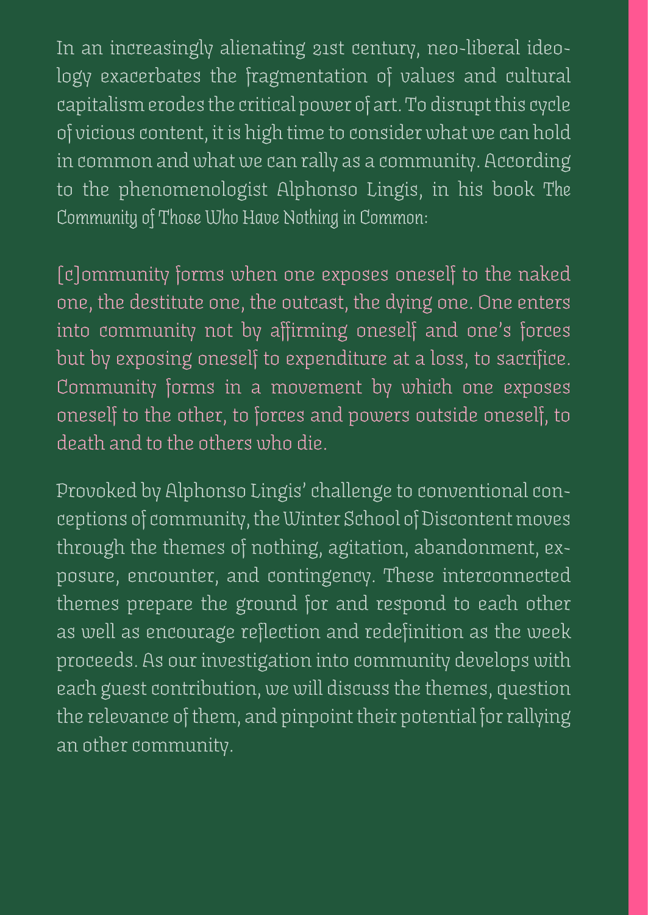In an increasingly alienating 21st century, neo-liberal ideology exacerbates the fragmentation of values and cultural capitalism erodes the critical power of art. To disrupt this cycle of vicious content, it is high time to consider what we can hold in common and what we can rally as a community. According to the phenomenologist Alphonso Lingis, in his book *The Community of Those Who Have Nothing in Common*:

> [c]ommunity forms when one exposes oneself to the naked one, the destitute one, the outcast, the dying one. One enters into community not by affirming oneself and one's forces but by exposing oneself to expenditure at a loss, to sacrifice. Community forms in a movement by which one exposes oneself to the other, to forces and powers outside oneself, to death and to the others who die.

Provoked by Alphonso Lingis' challenge to conventional conceptions of community, the Winter School of Discontent moves through the themes of nothing, agitation, abandonment, exposure, encounter, and contingency. These interconnected themes prepare the ground for and respond to each other as well as encourage reflection and redefinition as the week proceeds. As our investigation into community develops with each guest contribution, we will discuss the themes, question the relevance of them, and pinpoint their potential for rallying an other community.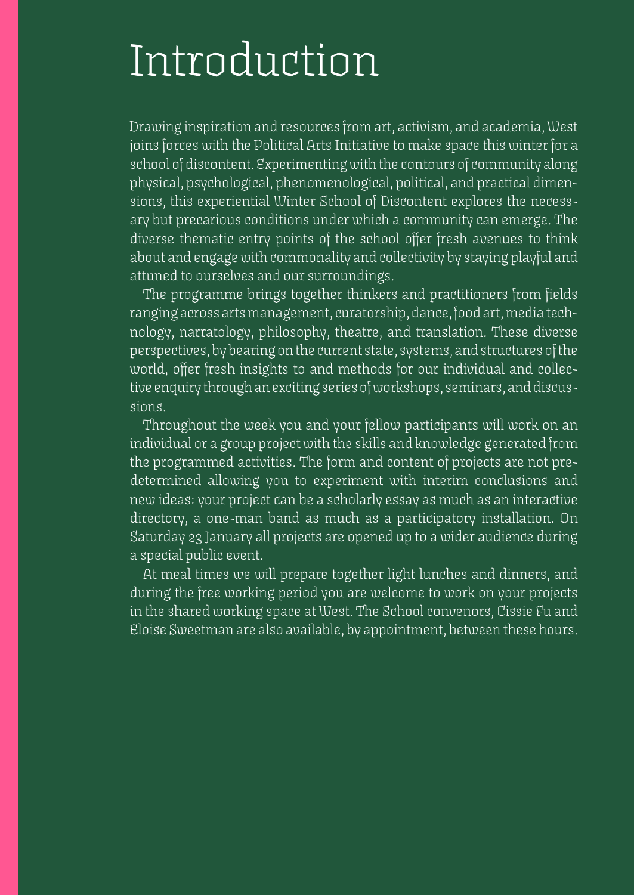# Introduction

Drawing inspiration and resources from art, activism, and academia, West joins forces with the Political Arts Initiative to make space this winter for a school of discontent. Experimenting with the contours of community along physical, psychological, phenomenological, political, and practical dimensions, this experiential Winter School of Discontent explores the necessary but precarious conditions under which a community can emerge. The diverse thematic entry points of the school offer fresh avenues to think about and engage with commonality and collectivity by staying playful and attuned to ourselves and our surroundings.

The programme brings together thinkers and practitioners from fields ranging across arts management, curatorship, dance, food art, media technology, narratology, philosophy, theatre, and translation. These diverse perspectives, by bearing on the current state, systems, and structures of the world, offer fresh insights to and methods for our individual and collective enquiry through an exciting series of workshops, seminars, and discussions.

Throughout the week you and your fellow participants will work on an individual or a group project with the skills and knowledge generated from the programmed activities. The form and content of projects are not predetermined allowing you to experiment with interim conclusions and new ideas: your project can be a scholarly essay as much as an interactive directory, a one-man band as much as a participatory installation. On Saturday 23 January all projects are opened up to a wider audience during a special public event.

At meal times we will prepare together light lunches and dinners, and during the free working period you are welcome to work on your projects in the shared working space at West. The School convenors, Cissie Fu and Eloise Sweetman are also available, by appointment, between these hours.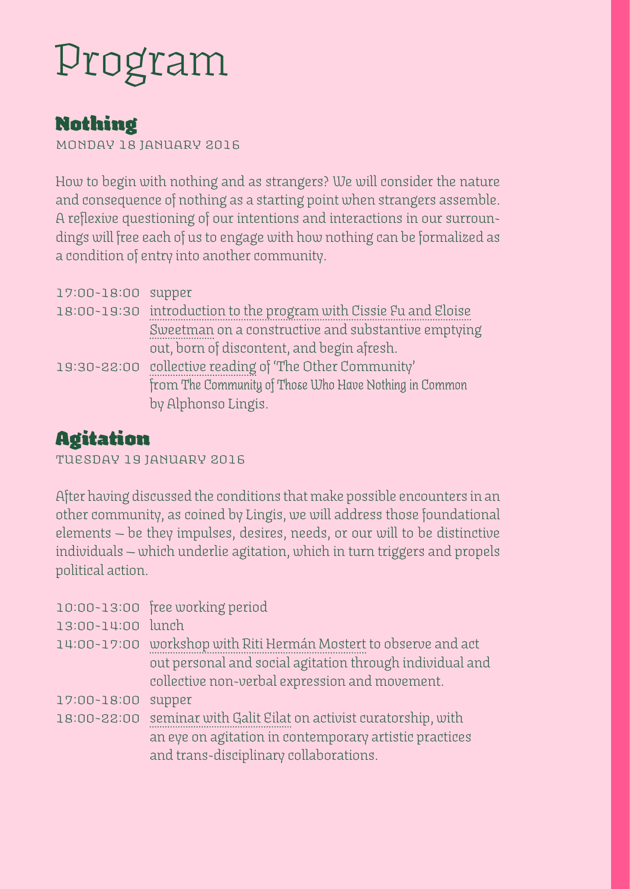# Program

## Nothing

MONDAY 18 JANUARY 2016

How to begin with nothing and as strangers? We will consider the nature and consequence of nothing as a starting point when strangers assemble. A reflexive questioning of our intentions and interactions in our surroundings will free each of us to engage with how nothing can be formalized as a condition of entry into another community.

| | |
|---|---|
| 17:00-18:00 | supper |
| 18:00-19:30 | introduction to the program with Cissie Fu and Eloise Sweetman on a constructive and substantive emptying out, born of discontent, and begin afresh. |
| 19:30-22:00 | collective reading of 'The Other Community' from *The Community of Those Who Have Nothing in Common* by Alphonso Lingis. |

## Agitation

TUESDAY 19 JANUARY 2016

After having discussed the conditions that make possible encounters in an other community, as coined by Lingis, we will address those foundational elements — be they impulses, desires, needs, or our will to be distinctive individuals — which underlie agitation, which in turn triggers and propels political action.

| | |
|---|---|
| 10:00-13:00 | free working period |
| 13:00-14:00 | lunch |
| 14:00-17:00 | workshop with Riti Hermán Mostert to observe and act out personal and social agitation through individual and collective non-verbal expression and movement. |
| 17:00-18:00 | supper |
| 18:00-22:00 | seminar with Galit Eilat on activist curatorship, with an eye on agitation in contemporary artistic practices and trans-disciplinary collaborations. |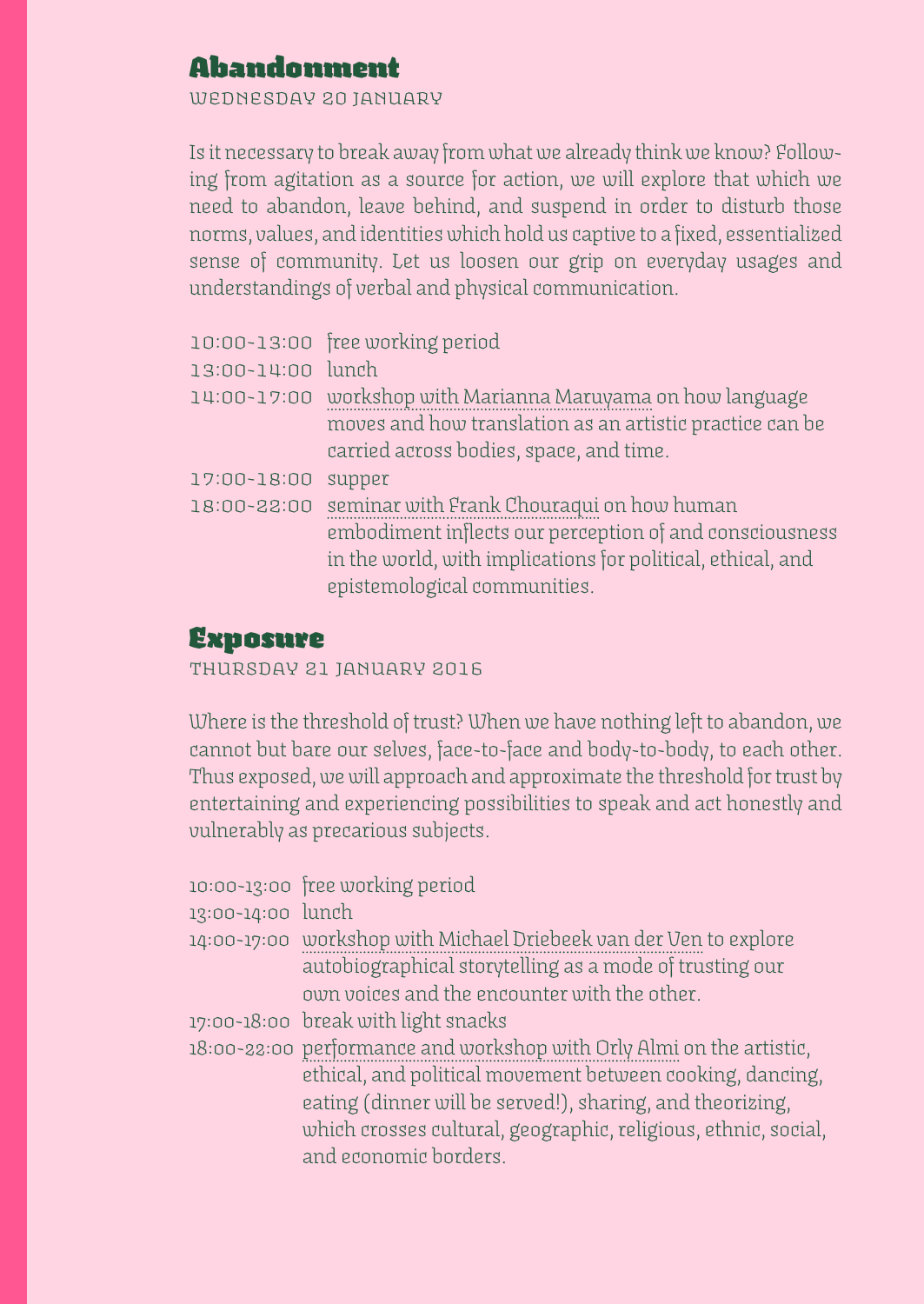## Abandonment

WEDNESDAY 20 JANUARY

Is it necessary to break away from what we already think we know? Following from agitation as a source for action, we will explore that which we need to abandon, leave behind, and suspend in order to disturb those norms, values, and identities which hold us captive to a fixed, essentialized sense of community. Let us loosen our grip on everyday usages and understandings of verbal and physical communication.

| | |
|---|---|
| 10:00-13:00 | free working period |
| 13:00-14:00 | lunch |
| 14:00-17:00 | workshop with Marianna Maruyama on how language moves and how translation as an artistic practice can be carried across bodies, space, and time. |
| 17:00-18:00 | supper |
| 18:00-22:00 | seminar with Frank Chouraqui on how human embodiment inflects our perception of and consciousness in the world, with implications for political, ethical, and epistemological communities. |

## Exposure

THURSDAY 21 JANUARY 2016

Where is the threshold of trust? When we have nothing left to abandon, we cannot but bare our selves, face-to-face and body-to-body, to each other. Thus exposed, we will approach and approximate the threshold for trust by entertaining and experiencing possibilities to speak and act honestly and vulnerably as precarious subjects.

| | |
|---|---|
| 10:00-13:00 | free working period |
| 13:00-14:00 | lunch |
| 14:00-17:00 | workshop with Michael Driebeek van der Ven to explore autobiographical storytelling as a mode of trusting our own voices and the encounter with the other. |
| 17:00-18:00 | break with light snacks |
| 18:00-22:00 | performance and workshop with Orly Almi on the artistic, ethical, and political movement between cooking, dancing, eating (dinner will be served!), sharing, and theorizing, which crosses cultural, geographic, religious, ethnic, social, and economic borders. |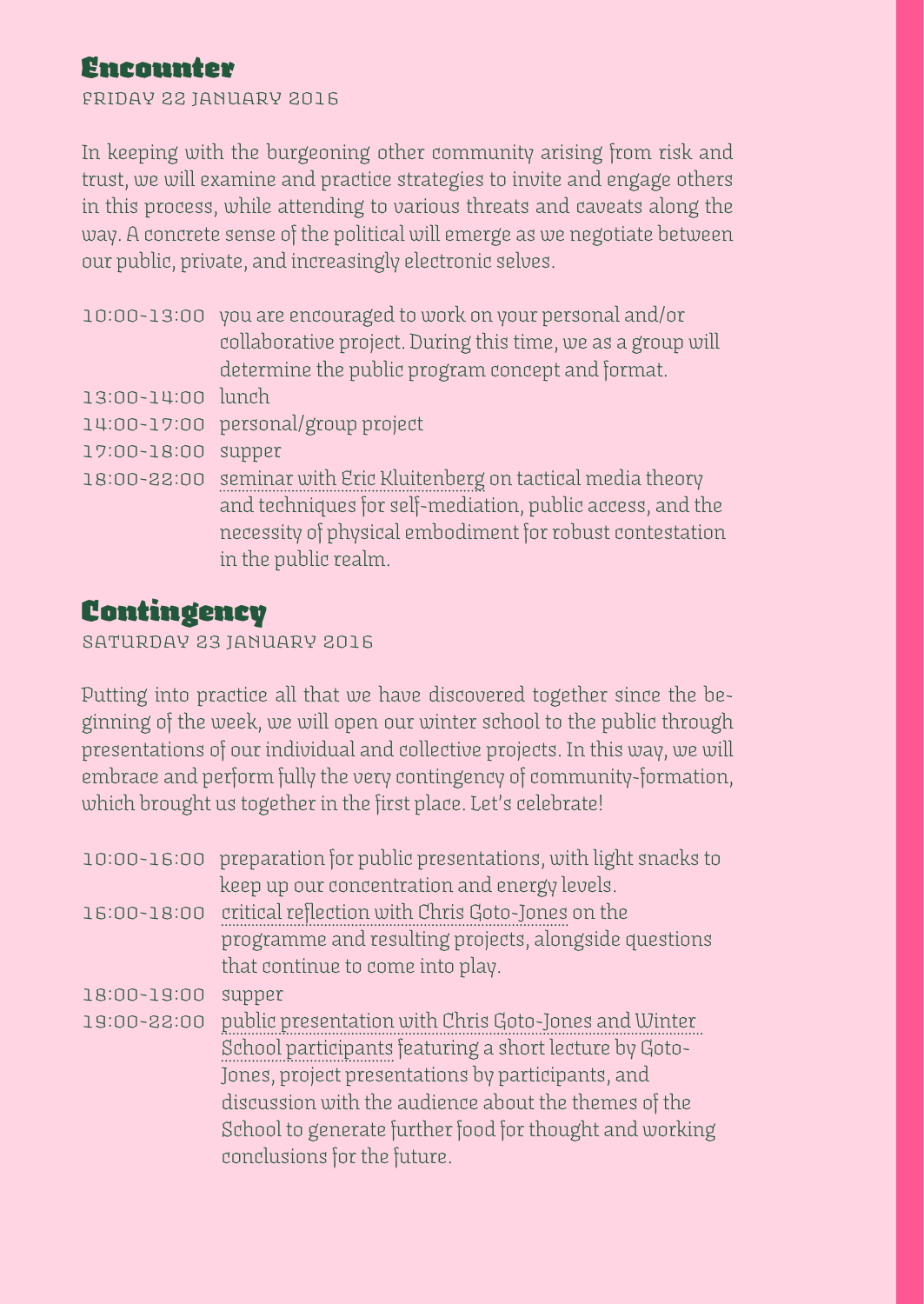## Encounter

FRIDAY 22 JANUARY 2016

In keeping with the burgeoning other community arising from risk and trust, we will examine and practice strategies to invite and engage others in this process, while attending to various threats and caveats along the way. A concrete sense of the political will emerge as we negotiate between our public, private, and increasingly electronic selves.

| | |
|---|---|
| 10:00–13:00 | you are encouraged to work on your personal and/or collaborative project. During this time, we as a group will determine the public program concept and format. |
| 13:00–14:00 | lunch |
| 14:00–17:00 | personal/group project |
| 17:00–18:00 | supper |
| 18:00–22:00 | seminar with Eric Kluitenberg on tactical media theory and techniques for self-mediation, public access, and the necessity of physical embodiment for robust contestation in the public realm. |

## Contingency

SATURDAY 23 JANUARY 2016

Putting into practice all that we have discovered together since the beginning of the week, we will open our winter school to the public through presentations of our individual and collective projects. In this way, we will embrace and perform fully the very contingency of community-formation, which brought us together in the first place. Let's celebrate!

| | |
|---|---|
| 10:00–16:00 | preparation for public presentations, with light snacks to keep up our concentration and energy levels. |
| 16:00–18:00 | critical reflection with Chris Goto-Jones on the programme and resulting projects, alongside questions that continue to come into play. |
| 18:00–19:00 | supper |
| 19:00–22:00 | public presentation with Chris Goto-Jones and Winter School participants featuring a short lecture by Goto-Jones, project presentations by participants, and discussion with the audience about the themes of the School to generate further food for thought and working conclusions for the future. |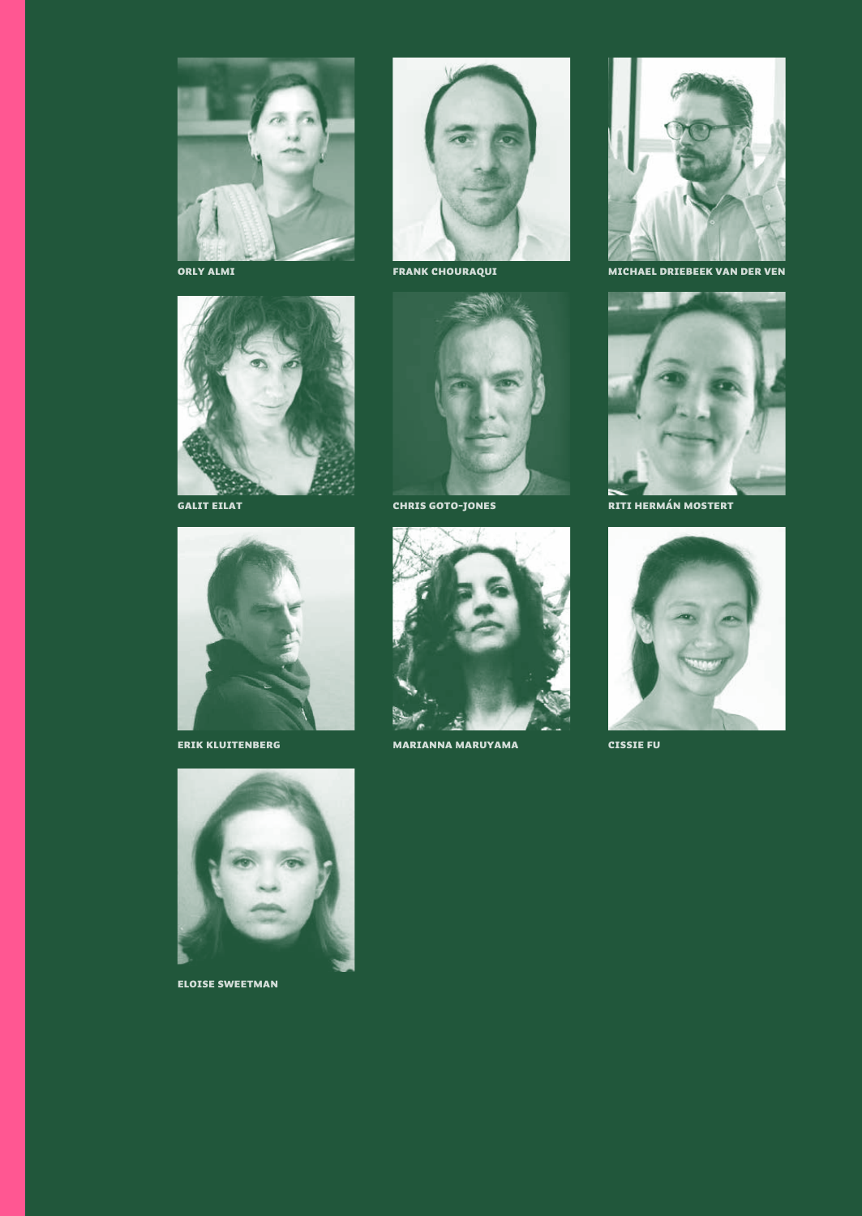ORLY ALMI

FRANK CHOURAQUI

MICHAEL DRIEBEEK VAN DER VEN

GALIT EILAT

CHRIS GOTO-JONES

RITI HERMÁN MOSTERT

ERIK KLUITENBERG

MARIANNA MARUYAMA

CISSIE FU

ELOISE SWEETMAN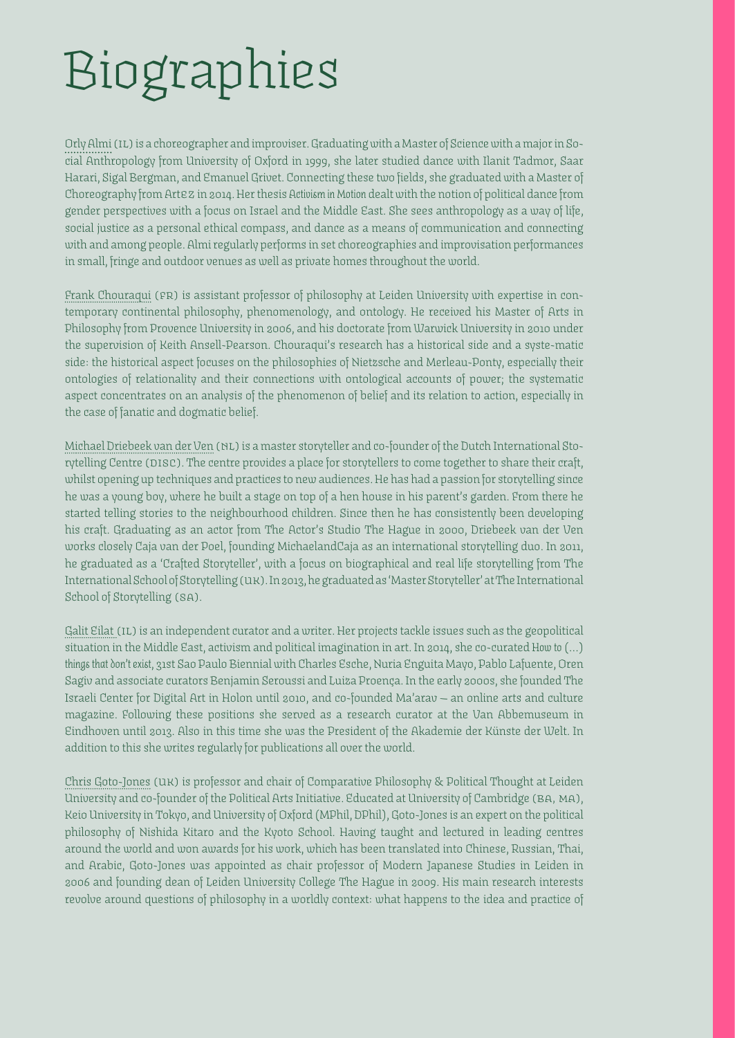# Biographies

Orly Almi (IL) is a choreographer and improviser. Graduating with a Master of Science with a major in Social Anthropology from University of Oxford in 1999, she later studied dance with Ilanit Tadmor, Saar Harari, Sigal Bergman, and Emanuel Grivet. Connecting these two fields, she graduated with a Master of Choreography from ArtEZ in 2014. Her thesis *Activism in Motion* dealt with the notion of political dance from gender perspectives with a focus on Israel and the Middle East. She sees anthropology as a way of life, social justice as a personal ethical compass, and dance as a means of communication and connecting with and among people. Almi regularly performs in set choreographies and improvisation performances in small, fringe and outdoor venues as well as private homes throughout the world.

Frank Chouraqui (FR) is assistant professor of philosophy at Leiden University with expertise in contemporary continental philosophy, phenomenology, and ontology. He received his Master of Arts in Philosophy from Provence University in 2006, and his doctorate from Warwick University in 2010 under the supervision of Keith Ansell-Pearson. Chouraqui's research has a historical side and a syste-matic side: the historical aspect focuses on the philosophies of Nietzsche and Merleau-Ponty, especially their ontologies of relationality and their connections with ontological accounts of power; the systematic aspect concentrates on an analysis of the phenomenon of belief and its relation to action, especially in the case of fanatic and dogmatic belief.

Michael Driebeek van der Ven (NL) is a master storyteller and co-founder of the Dutch International Storytelling Centre (DISC). The centre provides a place for storytellers to come together to share their craft, whilst opening up techniques and practices to new audiences. He has had a passion for storytelling since he was a young boy, where he built a stage on top of a hen house in his parent's garden. From there he started telling stories to the neighbourhood children. Since then he has consistently been developing his craft. Graduating as an actor from The Actor's Studio The Hague in 2000, Driebeek van der Ven works closely Caja van der Poel, founding MichaelandCaja as an international storytelling duo. In 2011, he graduated as a 'Crafted Storyteller', with a focus on biographical and real life storytelling from The International School of Storytelling (UK). In 2013, he graduated as 'Master Storyteller' at The International School of Storytelling (SA).

Galit Eilat (IL) is an independent curator and a writer. Her projects tackle issues such as the geopolitical situation in the Middle East, activism and political imagination in art. In 2014, she co-curated *How to (...) things that don't exist*, 31st Sao Paulo Biennial with Charles Esche, Nuria Enguita Mayo, Pablo Lafuente, Oren Sagiv and associate curators Benjamin Seroussi and Luiza Proença. In the early 2000s, she founded The Israeli Center for Digital Art in Holon until 2010, and co-founded Ma'arav – an online arts and culture magazine. Following these positions she served as a research curator at the Van Abbemuseum in Eindhoven until 2013. Also in this time she was the President of the Akademie der Künste der Welt. In addition to this she writes regularly for publications all over the world.

Chris Goto-Jones (UK) is professor and chair of Comparative Philosophy & Political Thought at Leiden University and co-founder of the Political Arts Initiative. Educated at University of Cambridge (BA, MA), Keio University in Tokyo, and University of Oxford (MPhil, DPhil), Goto-Jones is an expert on the political philosophy of Nishida Kitaro and the Kyoto School. Having taught and lectured in leading centres around the world and won awards for his work, which has been translated into Chinese, Russian, Thai, and Arabic, Goto-Jones was appointed as chair professor of Modern Japanese Studies in Leiden in 2006 and founding dean of Leiden University College The Hague in 2009. His main research interests revolve around questions of philosophy in a worldly context: what happens to the idea and practice of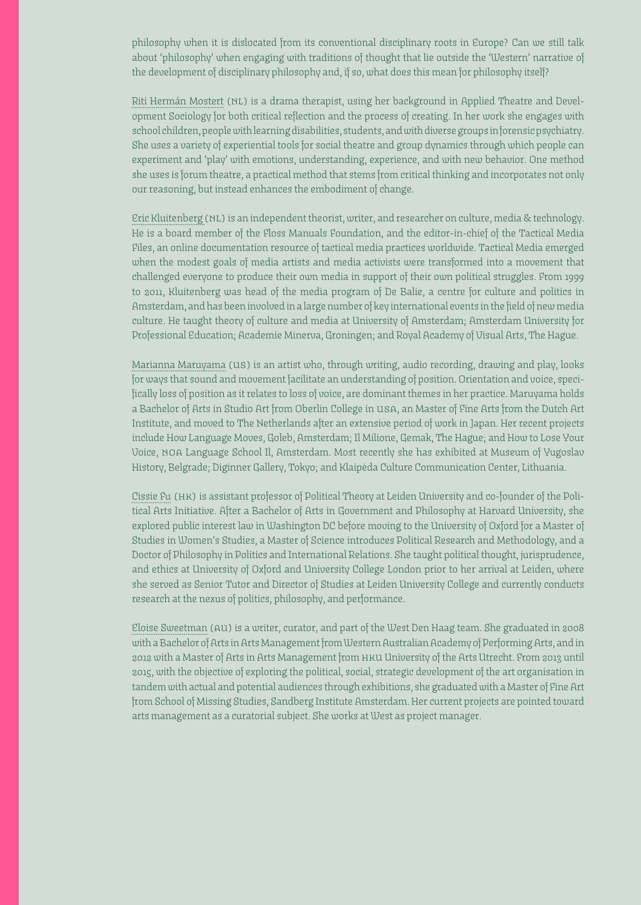philosophy when it is dislocated from its conventional disciplinary roots in Europe? Can we still talk about 'philosophy' when engaging with traditions of thought that lie outside the 'Western' narrative of the development of disciplinary philosophy and, if so, what does this mean for philosophy itself?

Riti Hermán Mostert (NL) is a drama therapist, using her background in Applied Theatre and Development Sociology for both critical reflection and the process of creating. In her work she engages with school children, people with learning disabilities, students, and with diverse groups in forensic psychiatry. She uses a variety of experiential tools for social theatre and group dynamics through which people can experiment and 'play' with emotions, understanding, experience, and with new behavior. One method she uses is forum theatre, a practical method that stems from critical thinking and incorporates not only our reasoning, but instead enhances the embodiment of change.

Eric Kluitenberg (NL) is an independent theorist, writer, and researcher on culture, media & technology. He is a board member of the Floss Manuals Foundation, and the editor-in-chief of the Tactical Media Files, an online documentation resource of tactical media practices worldwide. Tactical Media emerged when the modest goals of media artists and media activists were transformed into a movement that challenged everyone to produce their own media in support of their own political struggles. From 1999 to 2011, Kluitenberg was head of the media program of De Balie, a centre for culture and politics in Amsterdam, and has been involved in a large number of key international events in the field of new media culture. He taught theory of culture and media at University of Amsterdam; Amsterdam University for Professional Education; Academie Minerva, Groningen; and Royal Academy of Visual Arts, The Hague.

Marianna Maruyama (US) is an artist who, through writing, audio recording, drawing and play, looks for ways that sound and movement facilitate an understanding of position. Orientation and voice, specifically loss of position as it relates to loss of voice, are dominant themes in her practice. Maruyama holds a Bachelor of Arts in Studio Art from Oberlin College in USA, an Master of Fine Arts from the Dutch Art Institute, and moved to The Netherlands after an extensive period of work in Japan. Her recent projects include How Language Moves, Goleb, Amsterdam; Il Milione, Gemak, The Hague; and How to Lose Your Voice, NOA Language School II, Amsterdam. Most recently she has exhibited at Museum of Yugoslav History, Belgrade; Diginner Gallery, Tokyo; and Klaipėda Culture Communication Center, Lithuania.

Cissie Fu (HK) is assistant professor of Political Theory at Leiden University and co-founder of the Political Arts Initiative. After a Bachelor of Arts in Government and Philosophy at Harvard University, she explored public interest law in Washington DC before moving to the University of Oxford for a Master of Studies in Women's Studies, a Master of Science introduces Political Research and Methodology, and a Doctor of Philosophy in Politics and International Relations. She taught political thought, jurisprudence, and ethics at University of Oxford and University College London prior to her arrival at Leiden, where she served as Senior Tutor and Director of Studies at Leiden University College and currently conducts research at the nexus of politics, philosophy, and performance.

Eloise Sweetman (AU) is a writer, curator, and part of the West Den Haag team. She graduated in 2008 with a Bachelor of Arts in Arts Management from Western Australian Academy of Performing Arts, and in 2012 with a Master of Arts in Arts Management from HKU University of the Arts Utrecht. From 2013 until 2015, with the objective of exploring the political, social, strategic development of the art organisation in tandem with actual and potential audiences through exhibitions, she graduated with a Master of Fine Art from School of Missing Studies, Sandberg Institute Amsterdam. Her current projects are pointed toward arts management as a curatorial subject. She works at West as project manager.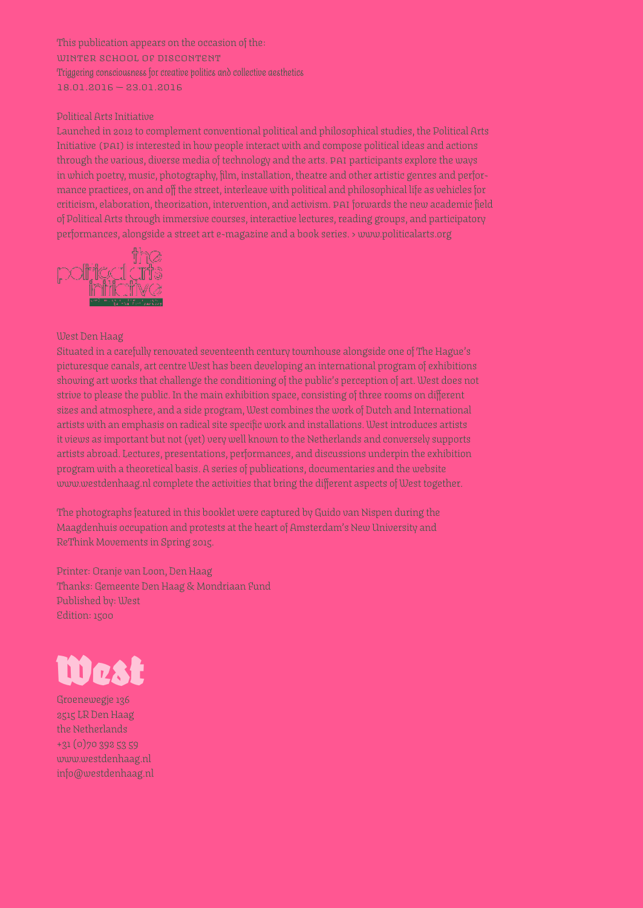This publication appears on the occasion of the:
WINTER SCHOOL OF DISCONTENT
*Triggering consciousness for creative politics and collective aesthetics*
18.01.2016 – 23.01.2016

Political Arts Initiative

Launched in 2012 to complement conventional political and philosophical studies, the Political Arts Initiative (PAI) is interested in how people interact with and compose political ideas and actions through the various, diverse media of technology and the arts. PAI participants explore the ways in which poetry, music, photography, film, installation, theatre and other artistic genres and performance practices, on and off the street, interleave with political and philosophical life as vehicles for criticism, elaboration, theorization, intervention, and activism. PAI forwards the new academic field of Political Arts through immersive courses, interactive lectures, reading groups, and participatory performances, alongside a street art e-magazine and a book series. > www.politicalarts.org

the political arts initiative

West Den Haag

Situated in a carefully renovated seventeenth century townhouse alongside one of The Hague's picturesque canals, art centre West has been developing an international program of exhibitions showing art works that challenge the conditioning of the public's perception of art. West does not strive to please the public. In the main exhibition space, consisting of three rooms on different sizes and atmosphere, and a side program, West combines the work of Dutch and International artists with an emphasis on radical site specific work and installations. West introduces artists it views as important but not (yet) very well known to the Netherlands and conversely supports artists abroad. Lectures, presentations, performances, and discussions underpin the exhibition program with a theoretical basis. A series of publications, documentaries and the website www.westdenhaag.nl complete the activities that bring the different aspects of West together.

The photographs featured in this booklet were captured by Guido van Nispen during the Maagdenhuis occupation and protests at the heart of Amsterdam's New University and ReThink Movements in Spring 2015.

Printer: Oranje van Loon, Den Haag
Thanks: Gemeente Den Haag & Mondriaan Fund
Published by: West
Edition: 1500

West

Groenewegje 136
2515 LR Den Haag
the Netherlands
+31 (0)70 392 53 59
www.westdenhaag.nl
info@westdenhaag.nl